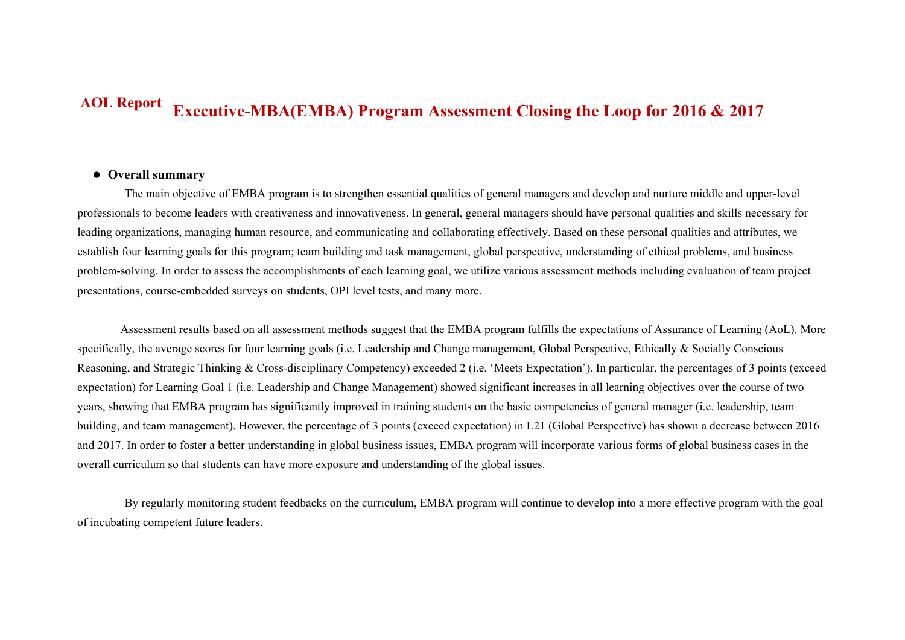**AOL Report**

# Executive-MBA(EMBA) Program Assessment Closing the Loop for 2016 & 2017

- **Overall summary**

The main objective of EMBA program is to strengthen essential qualities of general managers and develop and nurture middle and upper-level professionals to become leaders with creativeness and innovativeness. In general, general managers should have personal qualities and skills necessary for leading organizations, managing human resource, and communicating and collaborating effectively. Based on these personal qualities and attributes, we establish four learning goals for this program; team building and task management, global perspective, understanding of ethical problems, and business problem-solving. In order to assess the accomplishments of each learning goal, we utilize various assessment methods including evaluation of team project presentations, course-embedded surveys on students, OPI level tests, and many more.

Assessment results based on all assessment methods suggest that the EMBA program fulfills the expectations of Assurance of Learning (AoL). More specifically, the average scores for four learning goals (i.e. Leadership and Change management, Global Perspective, Ethically & Socially Conscious Reasoning, and Strategic Thinking & Cross-disciplinary Competency) exceeded 2 (i.e. 'Meets Expectation'). In particular, the percentages of 3 points (exceed expectation) for Learning Goal 1 (i.e. Leadership and Change Management) showed significant increases in all learning objectives over the course of two years, showing that EMBA program has significantly improved in training students on the basic competencies of general manager (i.e. leadership, team building, and team management). However, the percentage of 3 points (exceed expectation) in L21 (Global Perspective) has shown a decrease between 2016 and 2017. In order to foster a better understanding in global business issues, EMBA program will incorporate various forms of global business cases in the overall curriculum so that students can have more exposure and understanding of the global issues.

By regularly monitoring student feedbacks on the curriculum, EMBA program will continue to develop into a more effective program with the goal of incubating competent future leaders.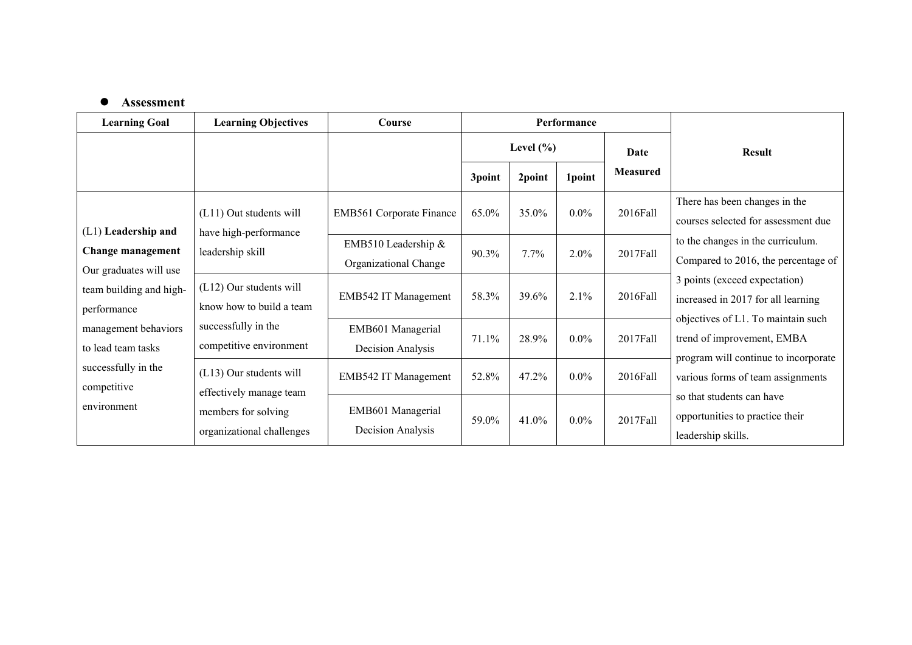- **Assessment**

| Learning Goal | Learning Objectives | Course | Performance | | | | Result |
|---|---|---|---|---|---|---|---|
| | | | Level (%) | | | Date Measured | |
| | | | 3point | 2point | 1point | | |
| (L1) **Leadership and Change management** Our graduates will use team building and high-performance management behaviors to lead team tasks successfully in the competitive environment | (L11) Out students will have high-performance leadership skill | EMB561 Corporate Finance | 65.0% | 35.0% | 0.0% | 2016Fall | There has been changes in the courses selected for assessment due to the changes in the curriculum. Compared to 2016, the percentage of 3 points (exceed expectation) increased in 2017 for all learning objectives of L1. To maintain such trend of improvement, EMBA program will continue to incorporate various forms of team assignments so that students can have opportunities to practice their leadership skills. |
| | | EMB510 Leadership & Organizational Change | 90.3% | 7.7% | 2.0% | 2017Fall | |
| | (L12) Our students will know how to build a team successfully in the competitive environment | EMB542 IT Management | 58.3% | 39.6% | 2.1% | 2016Fall | |
| | | EMB601 Managerial Decision Analysis | 71.1% | 28.9% | 0.0% | 2017Fall | |
| | (L13) Our students will effectively manage team members for solving organizational challenges | EMB542 IT Management | 52.8% | 47.2% | 0.0% | 2016Fall | |
| | | EMB601 Managerial Decision Analysis | 59.0% | 41.0% | 0.0% | 2017Fall | |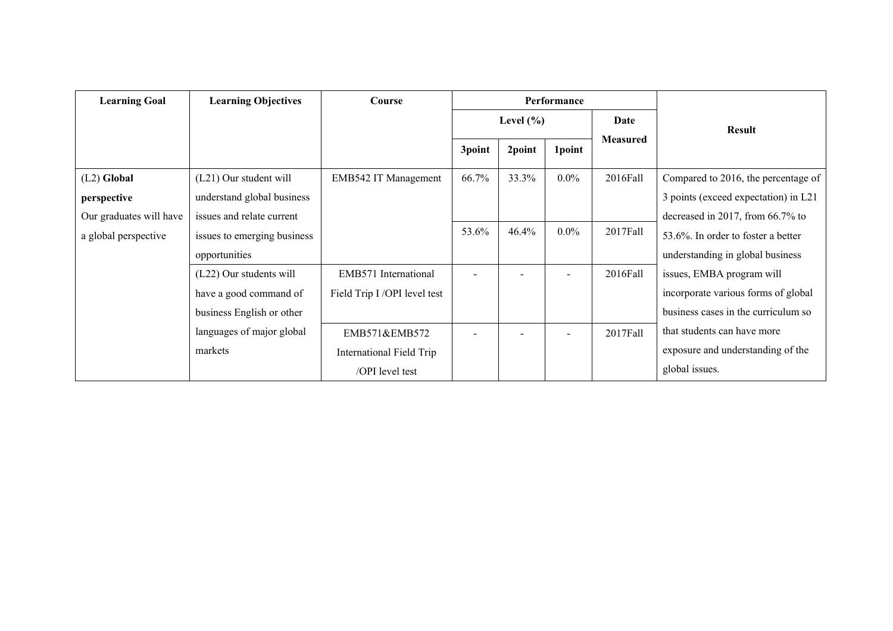| Learning Goal | Learning Objectives | Course | Performance | | | | Result |
|---|---|---|---|---|---|---|---|
| | | | Level (%) | | | Date Measured | |
| | | | 3point | 2point | 1point | | |
| (L2) **Global perspective** Our graduates will have a global perspective | (L21) Our student will understand global business issues and relate current issues to emerging business opportunities | EMB542 IT Management | 66.7% | 33.3% | 0.0% | 2016Fall | Compared to 2016, the percentage of 3 points (exceed expectation) in L21 decreased in 2017, from 66.7% to 53.6%. In order to foster a better understanding in global business issues, EMBA program will incorporate various forms of global business cases in the curriculum so that students can have more exposure and understanding of the global issues. |
| | | | 53.6% | 46.4% | 0.0% | 2017Fall | |
| | (L22) Our students will have a good command of business English or other languages of major global markets | EMB571 International Field Trip I /OPI level test | - | - | - | 2016Fall | |
| | | EMB571&EMB572 International Field Trip /OPI level test | - | - | - | 2017Fall | |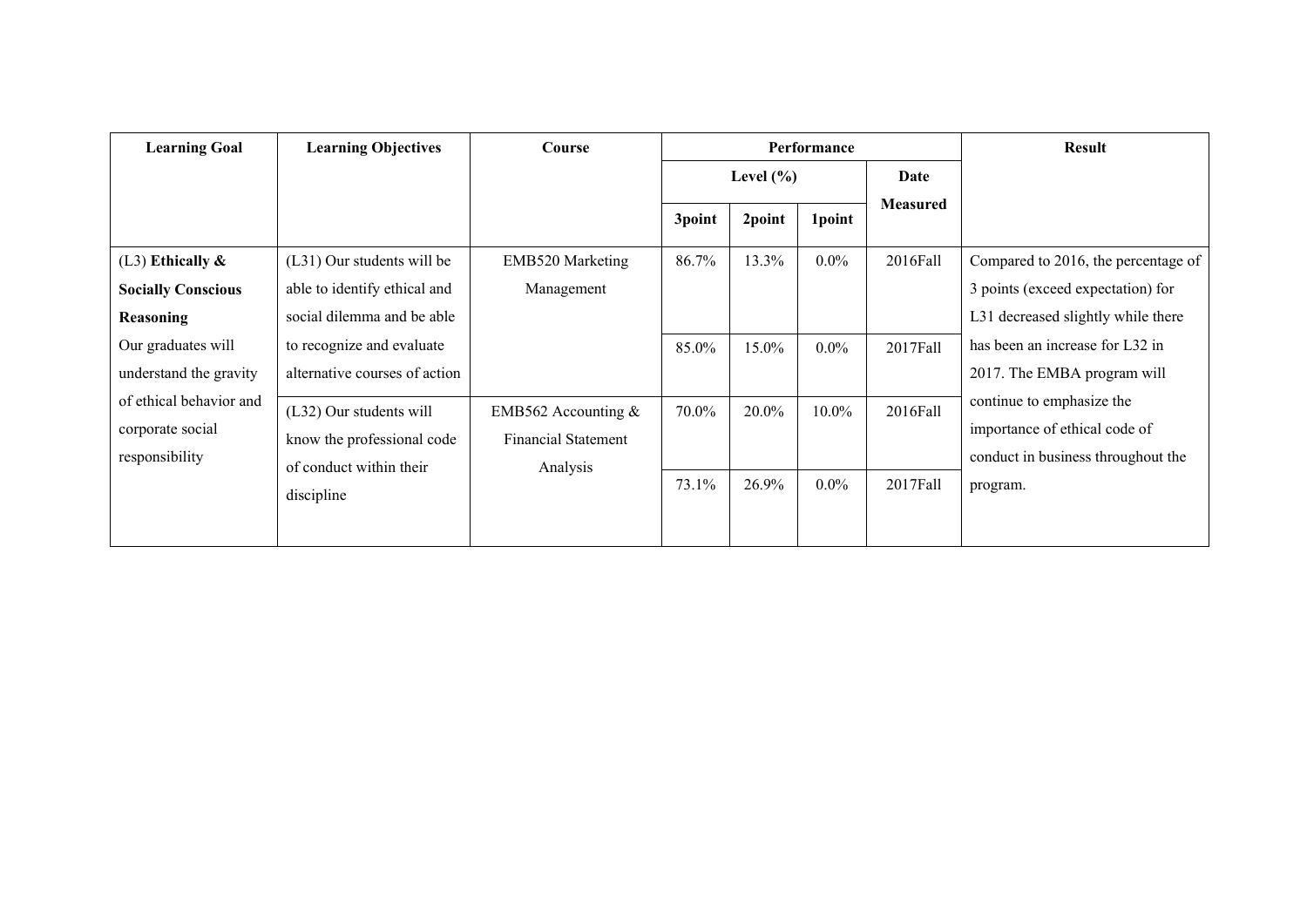| Learning Goal | Learning Objectives | Course | Performance | | | | Result |
|---|---|---|---|---|---|---|---|
| | | | Level (%) | | | Date Measured | |
| | | | 3point | 2point | 1point | | |
| (L3) **Ethically & Socially Conscious Reasoning** Our graduates will understand the gravity of ethical behavior and corporate social responsibility | (L31) Our students will be able to identify ethical and social dilemma and be able to recognize and evaluate alternative courses of action | EMB520 Marketing Management | 86.7% | 13.3% | 0.0% | 2016Fall | Compared to 2016, the percentage of 3 points (exceed expectation) for L31 decreased slightly while there has been an increase for L32 in 2017. The EMBA program will continue to emphasize the importance of ethical code of conduct in business throughout the program. |
| | | | 85.0% | 15.0% | 0.0% | 2017Fall | |
| | (L32) Our students will know the professional code of conduct within their discipline | EMB562 Accounting & Financial Statement Analysis | 70.0% | 20.0% | 10.0% | 2016Fall | |
| | | | 73.1% | 26.9% | 0.0% | 2017Fall | |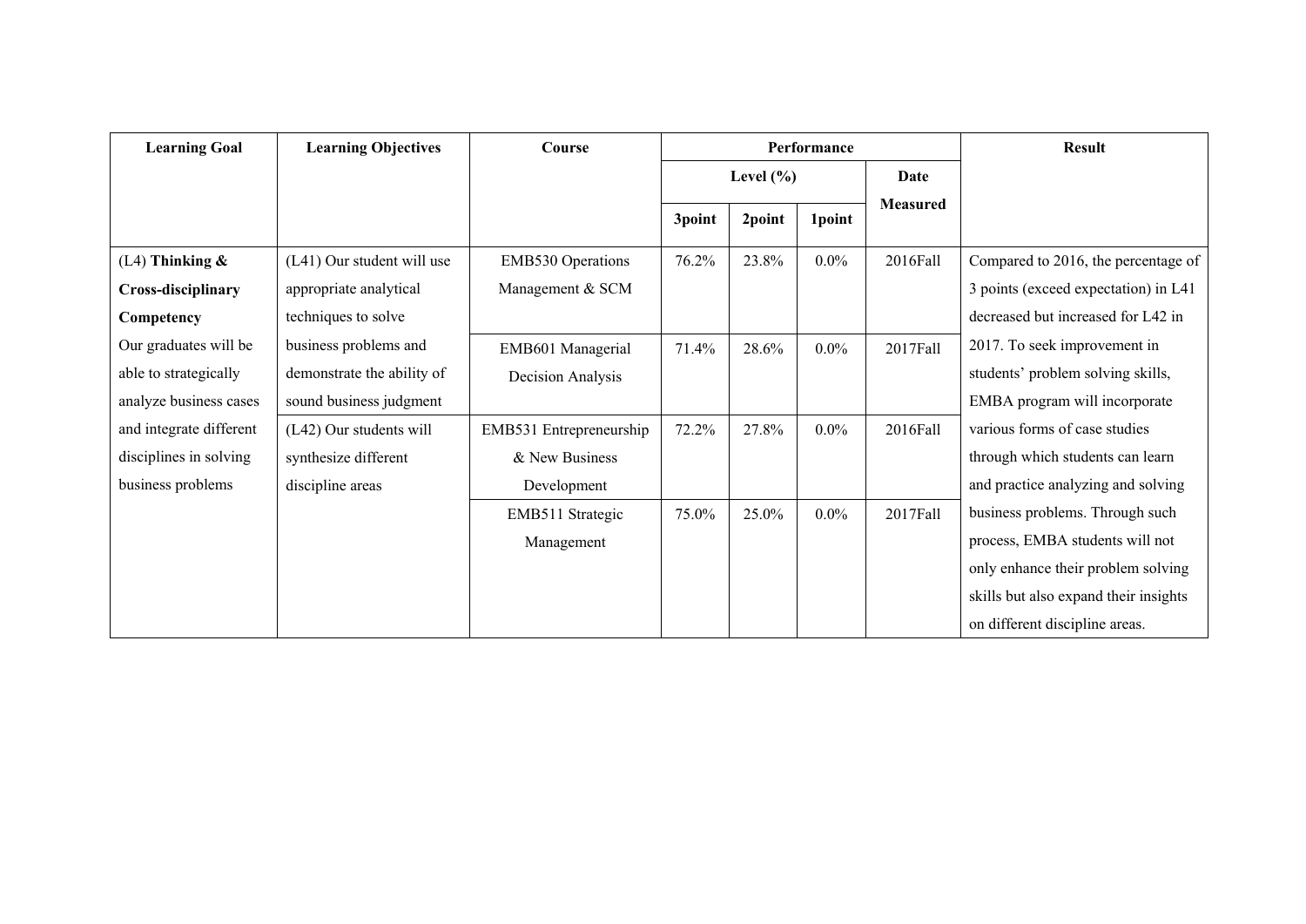| Learning Goal | Learning Objectives | Course | Performance | | | | Result |
|---|---|---|---|---|---|---|---|
| | | | Level (%) | | | Date Measured | |
| | | | 3point | 2point | 1point | | |
| (L4) **Thinking & Cross-disciplinary Competency** Our graduates will be able to strategically analyze business cases and integrate different disciplines in solving business problems | (L41) Our student will use appropriate analytical techniques to solve business problems and demonstrate the ability of sound business judgment | EMB530 Operations Management & SCM | 76.2% | 23.8% | 0.0% | 2016Fall | Compared to 2016, the percentage of 3 points (exceed expectation) in L41 decreased but increased for L42 in 2017. To seek improvement in students' problem solving skills, EMBA program will incorporate various forms of case studies through which students can learn and practice analyzing and solving business problems. Through such process, EMBA students will not only enhance their problem solving skills but also expand their insights on different discipline areas. |
| | | EMB601 Managerial Decision Analysis | 71.4% | 28.6% | 0.0% | 2017Fall | |
| | (L42) Our students will synthesize different discipline areas | EMB531 Entrepreneurship & New Business Development | 72.2% | 27.8% | 0.0% | 2016Fall | |
| | | EMB511 Strategic Management | 75.0% | 25.0% | 0.0% | 2017Fall | |